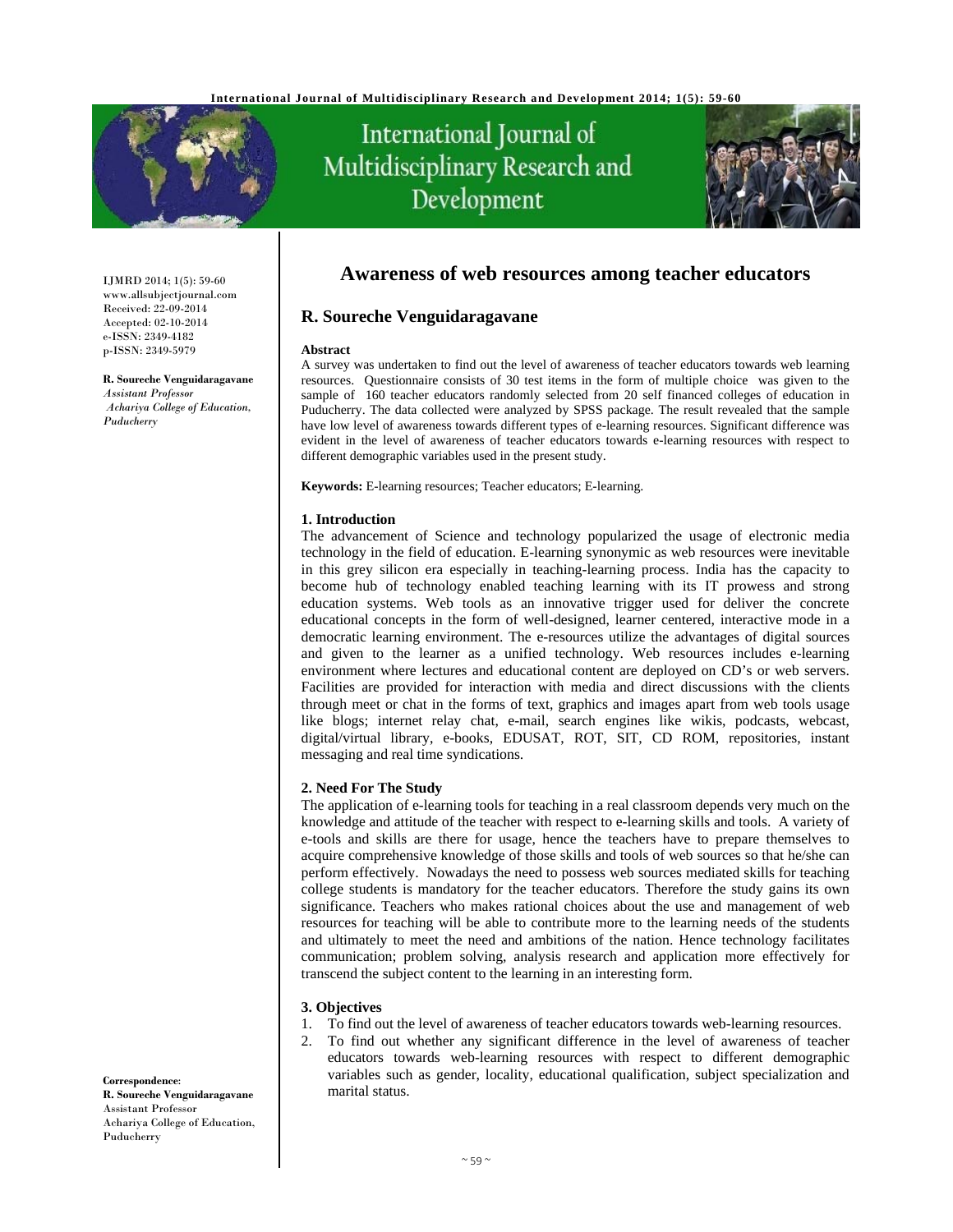# Awareness of web resources among teacher educators

## R. Soureche Venguidaragavane

IJMRD 2014; 1(5): 59-60
www.allsubjectjournal.com
Received: 22-09-2014
Accepted: 02-10-2014
e-ISSN: 2349-4182
p-ISSN: 2349-5979

**R. Soureche Venguidaragavane**
*Assistant Professor*
*Achariya College of Education, Puducherry*

**Correspondence**:
**R. Soureche Venguidaragavane**
Assistant Professor
Achariya College of Education, Puducherry

**Abstract**

A survey was undertaken to find out the level of awareness of teacher educators towards web learning resources. Questionnaire consists of 30 test items in the form of multiple choice was given to the sample of 160 teacher educators randomly selected from 20 self financed colleges of education in Puducherry. The data collected were analyzed by SPSS package. The result revealed that the sample have low level of awareness towards different types of e-learning resources. Significant difference was evident in the level of awareness of teacher educators towards e-learning resources with respect to different demographic variables used in the present study.

**Keywords:** E-learning resources; Teacher educators; E-learning.

### 1. Introduction

The advancement of Science and technology popularized the usage of electronic media technology in the field of education. E-learning synonymic as web resources were inevitable in this grey silicon era especially in teaching-learning process. India has the capacity to become hub of technology enabled teaching learning with its IT prowess and strong education systems. Web tools as an innovative trigger used for deliver the concrete educational concepts in the form of well-designed, learner centered, interactive mode in a democratic learning environment. The e-resources utilize the advantages of digital sources and given to the learner as a unified technology. Web resources includes e-learning environment where lectures and educational content are deployed on CD's or web servers. Facilities are provided for interaction with media and direct discussions with the clients through meet or chat in the forms of text, graphics and images apart from web tools usage like blogs; internet relay chat, e-mail, search engines like wikis, podcasts, webcast, digital/virtual library, e-books, EDUSAT, ROT, SIT, CD ROM, repositories, instant messaging and real time syndications.

### 2. Need For The Study

The application of e-learning tools for teaching in a real classroom depends very much on the knowledge and attitude of the teacher with respect to e-learning skills and tools. A variety of e-tools and skills are there for usage, hence the teachers have to prepare themselves to acquire comprehensive knowledge of those skills and tools of web sources so that he/she can perform effectively. Nowadays the need to possess web sources mediated skills for teaching college students is mandatory for the teacher educators. Therefore the study gains its own significance. Teachers who makes rational choices about the use and management of web resources for teaching will be able to contribute more to the learning needs of the students and ultimately to meet the need and ambitions of the nation. Hence technology facilitates communication; problem solving, analysis research and application more effectively for transcend the subject content to the learning in an interesting form.

### 3. Objectives

1. To find out the level of awareness of teacher educators towards web-learning resources.
2. To find out whether any significant difference in the level of awareness of teacher educators towards web-learning resources with respect to different demographic variables such as gender, locality, educational qualification, subject specialization and marital status.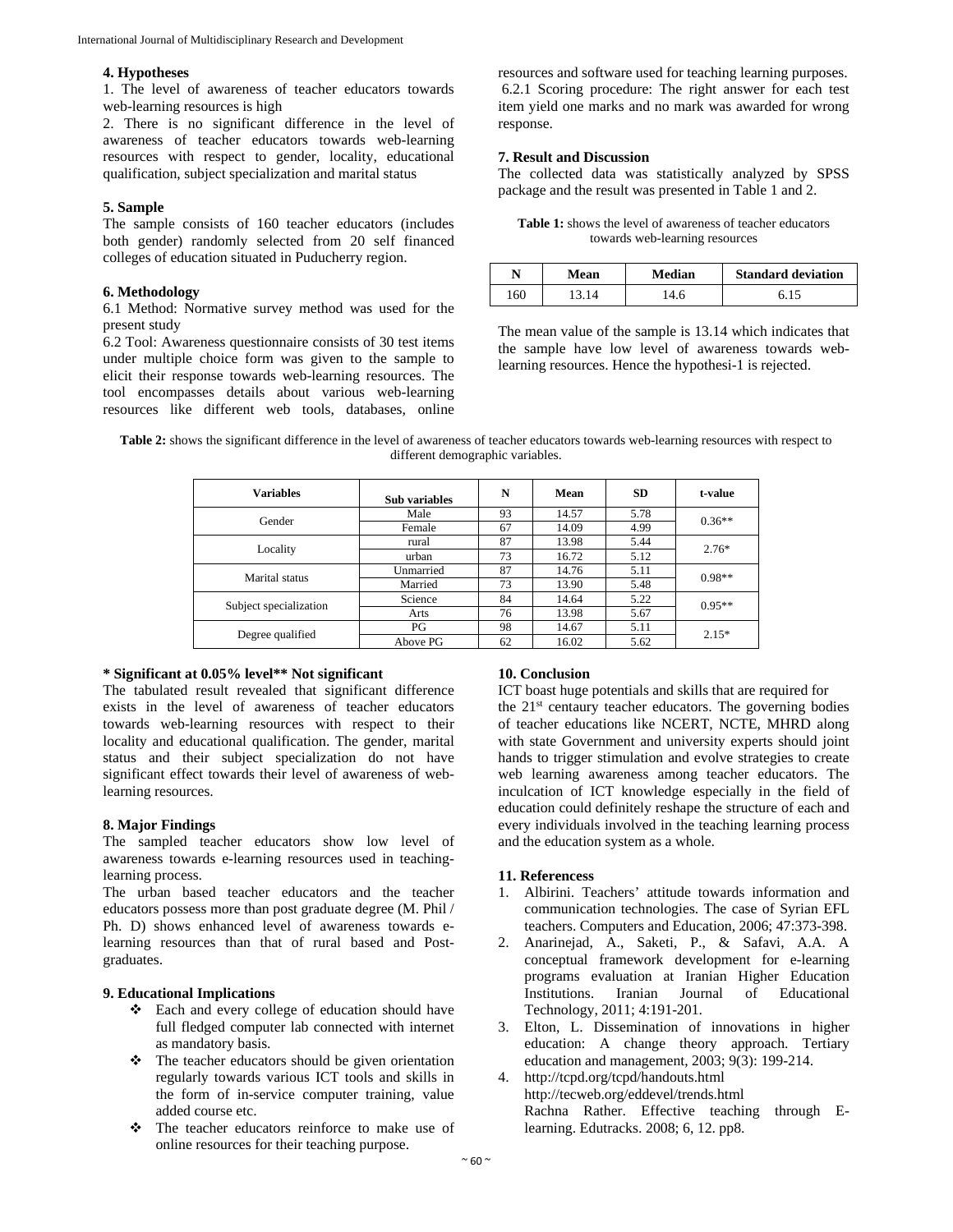## 4. Hypotheses

1. The level of awareness of teacher educators towards web-learning resources is high
2. There is no significant difference in the level of awareness of teacher educators towards web-learning resources with respect to gender, locality, educational qualification, subject specialization and marital status

## 5. Sample

The sample consists of 160 teacher educators (includes both gender) randomly selected from 20 self financed colleges of education situated in Puducherry region.

## 6. Methodology

6.1 Method: Normative survey method was used for the present study

6.2 Tool: Awareness questionnaire consists of 30 test items under multiple choice form was given to the sample to elicit their response towards web-learning resources. The tool encompasses details about various web-learning resources like different web tools, databases, online resources and software used for teaching learning purposes.

6.2.1 Scoring procedure: The right answer for each test item yield one marks and no mark was awarded for wrong response.

## 7. Result and Discussion

The collected data was statistically analyzed by SPSS package and the result was presented in Table 1 and 2.

**Table 1:** shows the level of awareness of teacher educators towards web-learning resources

| N | Mean | Median | Standard deviation |
|---|---|---|---|
| 160 | 13.14 | 14.6 | 6.15 |

The mean value of the sample is 13.14 which indicates that the sample have low level of awareness towards web-learning resources. Hence the hypothesi-1 is rejected.

**Table 2:** shows the significant difference in the level of awareness of teacher educators towards web-learning resources with respect to different demographic variables.

| Variables | Sub variables | N | Mean | SD | t-value |
|---|---|---|---|---|---|
| Gender | Male | 93 | 14.57 | 5.78 | 0.36** |
| | Female | 67 | 14.09 | 4.99 | |
| Locality | rural | 87 | 13.98 | 5.44 | 2.76* |
| | urban | 73 | 16.72 | 5.12 | |
| Marital status | Unmarried | 87 | 14.76 | 5.11 | 0.98** |
| | Married | 73 | 13.90 | 5.48 | |
| Subject specialization | Science | 84 | 14.64 | 5.22 | 0.95** |
| | Arts | 76 | 13.98 | 5.67 | |
| Degree qualified | PG | 98 | 14.67 | 5.11 | 2.15* |
| | Above PG | 62 | 16.02 | 5.62 | |

**\* Significant at 0.05% level\*\* Not significant**

The tabulated result revealed that significant difference exists in the level of awareness of teacher educators towards web-learning resources with respect to their locality and educational qualification. The gender, marital status and their subject specialization do not have significant effect towards their level of awareness of web-learning resources.

## 8. Major Findings

The sampled teacher educators show low level of awareness towards e-learning resources used in teaching-learning process.

The urban based teacher educators and the teacher educators possess more than post graduate degree (M. Phil / Ph. D) shows enhanced level of awareness towards e-learning resources than that of rural based and Post-graduates.

## 9. Educational Implications

- Each and every college of education should have full fledged computer lab connected with internet as mandatory basis.
- The teacher educators should be given orientation regularly towards various ICT tools and skills in the form of in-service computer training, value added course etc.
- The teacher educators reinforce to make use of online resources for their teaching purpose.

## 10. Conclusion

ICT boast huge potentials and skills that are required for the 21st centaury teacher educators. The governing bodies of teacher educations like NCERT, NCTE, MHRD along with state Government and university experts should joint hands to trigger stimulation and evolve strategies to create web learning awareness among teacher educators. The inculcation of ICT knowledge especially in the field of education could definitely reshape the structure of each and every individuals involved in the teaching learning process and the education system as a whole.

## 11. Referencess

1. Albirini. Teachers' attitude towards information and communication technologies. The case of Syrian EFL teachers. Computers and Education, 2006; 47:373-398.
2. Anarinejad, A., Saketi, P., & Safavi, A.A. A conceptual framework development for e-learning programs evaluation at Iranian Higher Education Institutions. Iranian Journal of Educational Technology, 2011; 4:191-201.
3. Elton, L. Dissemination of innovations in higher education: A change theory approach. Tertiary education and management, 2003; 9(3): 199-214.
4. http://tcpd.org/tcpd/handouts.html
   http://tecweb.org/eddevel/trends.html
   Rachna Rather. Effective teaching through E-learning. Edutracks. 2008; 6, 12. pp8.